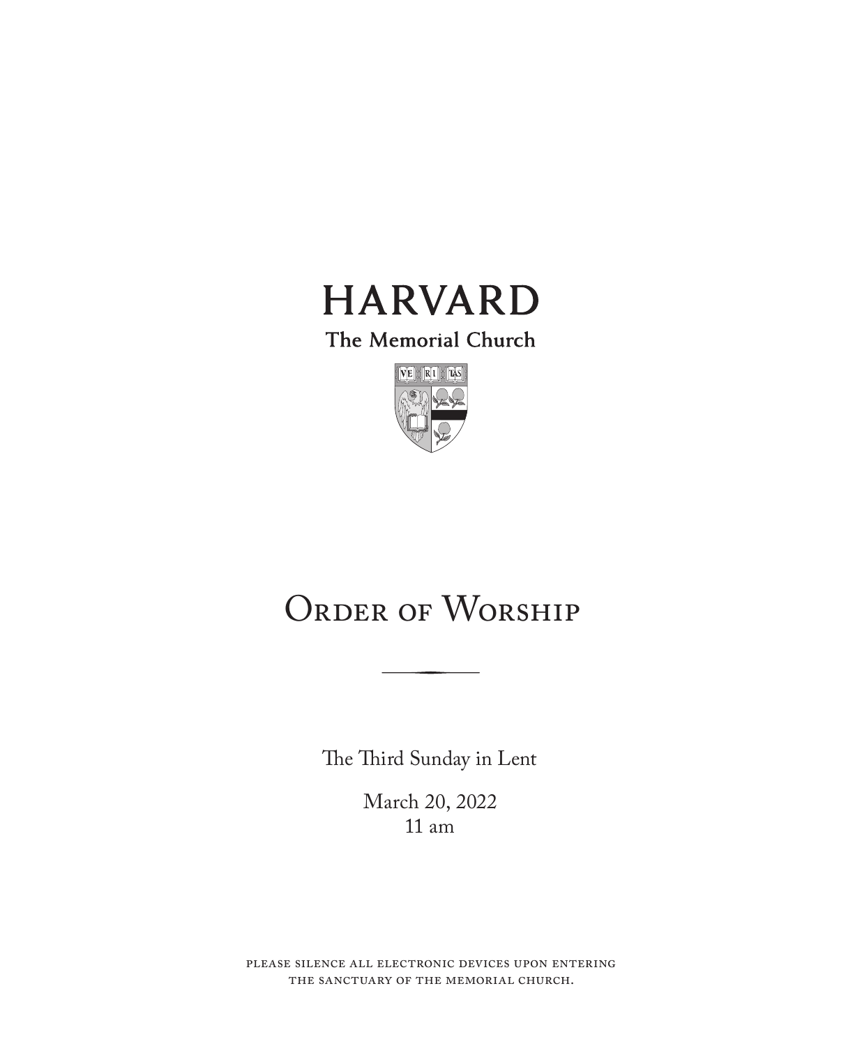# HARVARD

The Memorial Church

VE RI TAS

# Order of Worship

The Third Sunday in Lent

March 20, 2022
11 am

PLEASE SILENCE ALL ELECTRONIC DEVICES UPON ENTERING THE SANCTUARY OF THE MEMORIAL CHURCH.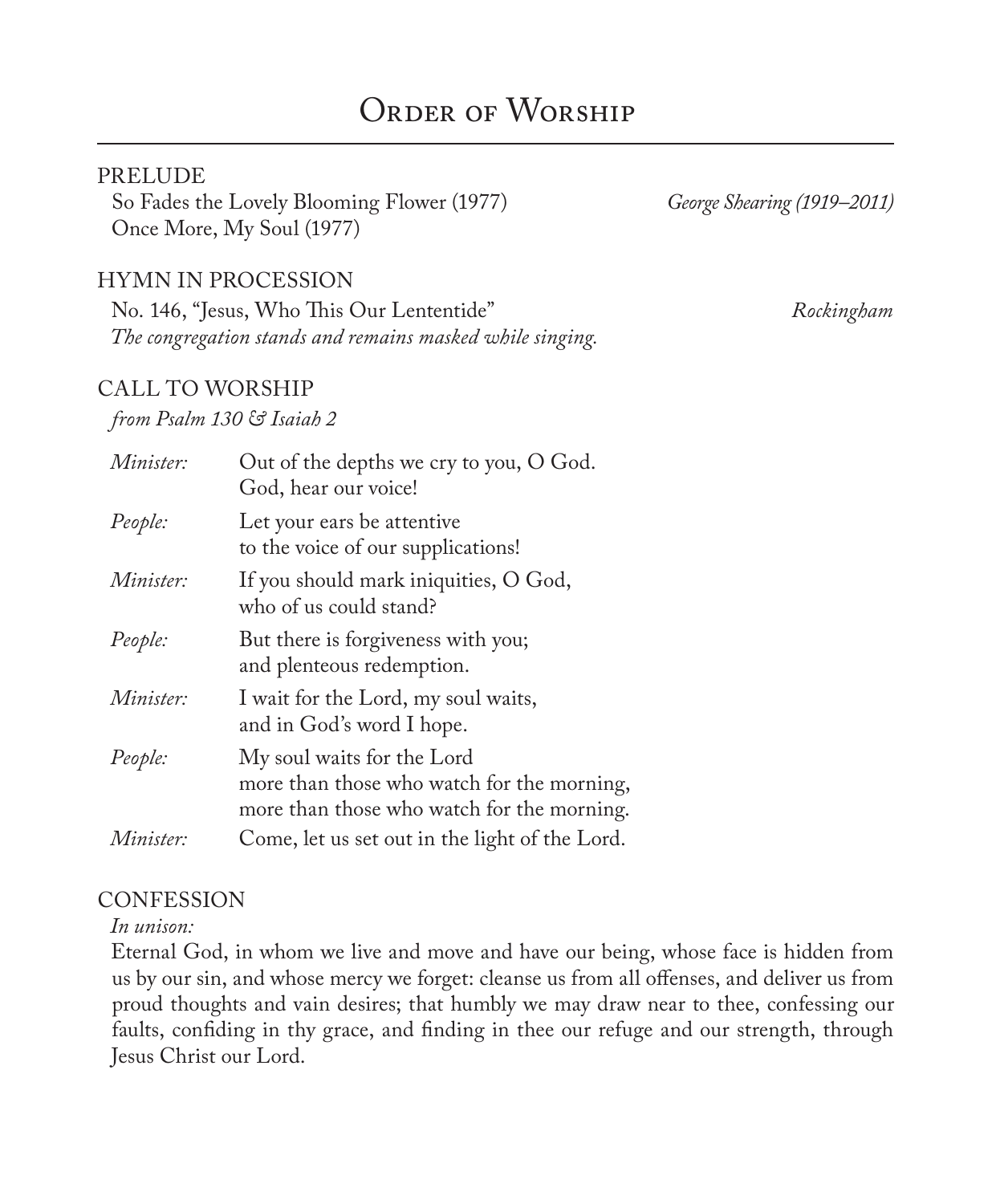# Order of Worship

PRELUDE

So Fades the Lovely Blooming Flower (1977) — *George Shearing (1919–2011)*
Once More, My Soul (1977)

HYMN IN PROCESSION

No. 146, "Jesus, Who This Our Lententide" — *Rockingham*
*The congregation stands and remains masked while singing.*

CALL TO WORSHIP

*from Psalm 130 & Isaiah 2*

*Minister:* Out of the depths we cry to you, O God.
God, hear our voice!

*People:* Let your ears be attentive
to the voice of our supplications!

*Minister:* If you should mark iniquities, O God,
who of us could stand?

*People:* But there is forgiveness with you;
and plenteous redemption.

*Minister:* I wait for the Lord, my soul waits,
and in God's word I hope.

*People:* My soul waits for the Lord
more than those who watch for the morning,
more than those who watch for the morning.

*Minister:* Come, let us set out in the light of the Lord.

CONFESSION

*In unison:*

Eternal God, in whom we live and move and have our being, whose face is hidden from us by our sin, and whose mercy we forget: cleanse us from all offenses, and deliver us from proud thoughts and vain desires; that humbly we may draw near to thee, confessing our faults, confiding in thy grace, and finding in thee our refuge and our strength, through Jesus Christ our Lord.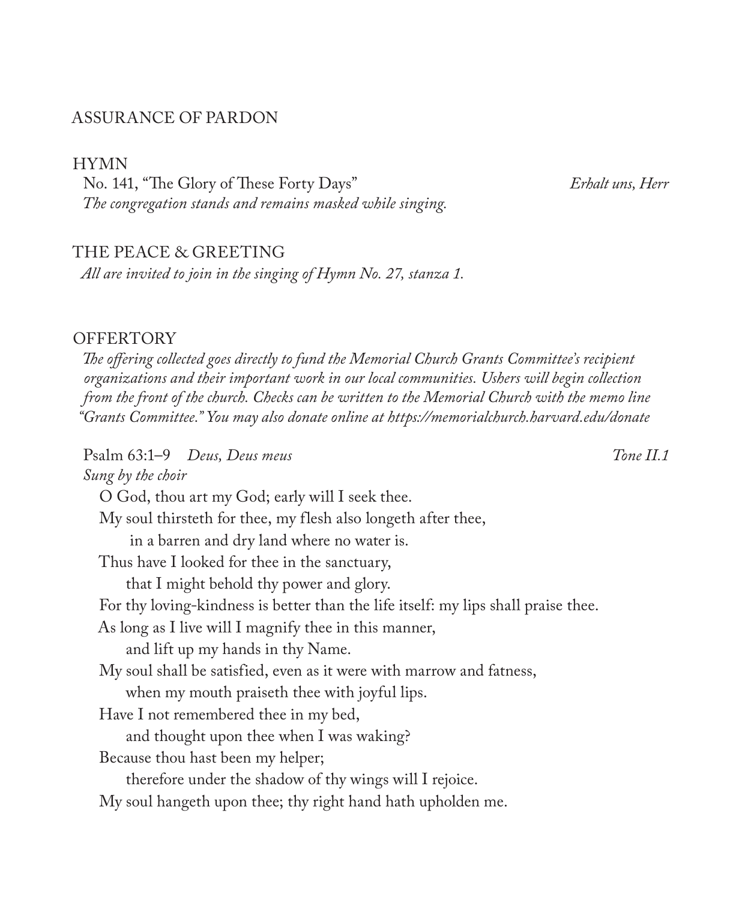## ASSURANCE OF PARDON

## HYMN

No. 141, "The Glory of These Forty Days" *Erhalt uns, Herr*

*The congregation stands and remains masked while singing.*

## THE PEACE & GREETING

*All are invited to join in the singing of Hymn No. 27, stanza 1.*

## OFFERTORY

*The offering collected goes directly to fund the Memorial Church Grants Committee's recipient organizations and their important work in our local communities. Ushers will begin collection from the front of the church. Checks can be written to the Memorial Church with the memo line "Grants Committee." You may also donate online at https://memorialchurch.harvard.edu/donate*

Psalm 63:1–9 *Deus, Deus meus* *Tone II.1*

*Sung by the choir*

O God, thou art my God; early will I seek thee.
My soul thirsteth for thee, my flesh also longeth after thee,
in a barren and dry land where no water is.
Thus have I looked for thee in the sanctuary,
that I might behold thy power and glory.
For thy loving-kindness is better than the life itself: my lips shall praise thee.
As long as I live will I magnify thee in this manner,
and lift up my hands in thy Name.
My soul shall be satisfied, even as it were with marrow and fatness,
when my mouth praiseth thee with joyful lips.
Have I not remembered thee in my bed,
and thought upon thee when I was waking?
Because thou hast been my helper;
therefore under the shadow of thy wings will I rejoice.
My soul hangeth upon thee; thy right hand hath upholden me.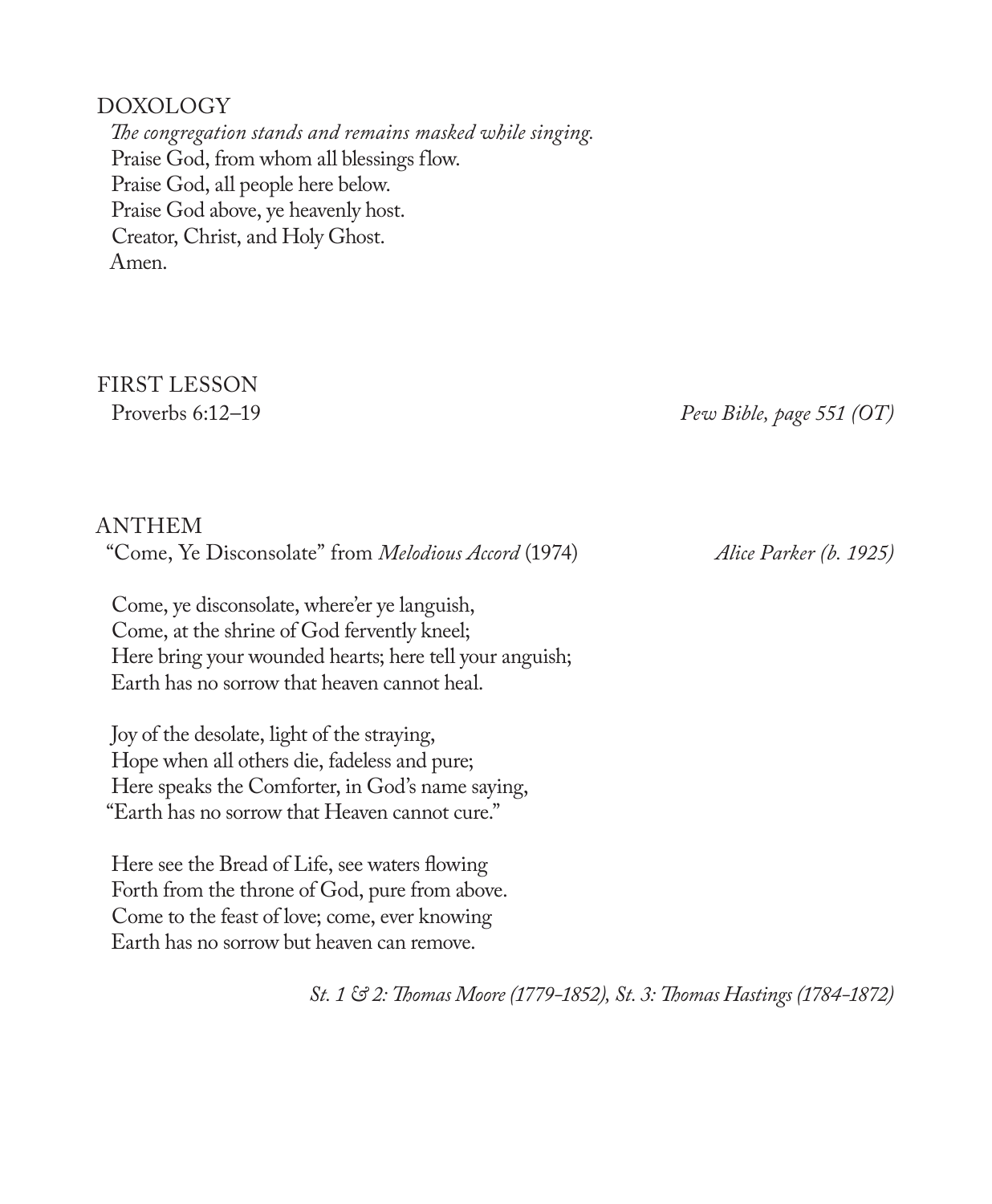## DOXOLOGY

*The congregation stands and remains masked while singing.*

Praise God, from whom all blessings flow.
Praise God, all people here below.
Praise God above, ye heavenly host.
Creator, Christ, and Holy Ghost.
Amen.

## FIRST LESSON

Proverbs 6:12–19 *Pew Bible, page 551 (OT)*

## ANTHEM

"Come, Ye Disconsolate" from *Melodious Accord* (1974) *Alice Parker (b. 1925)*

Come, ye disconsolate, where'er ye languish,
Come, at the shrine of God fervently kneel;
Here bring your wounded hearts; here tell your anguish;
Earth has no sorrow that heaven cannot heal.

Joy of the desolate, light of the straying,
Hope when all others die, fadeless and pure;
Here speaks the Comforter, in God's name saying,
"Earth has no sorrow that Heaven cannot cure."

Here see the Bread of Life, see waters flowing
Forth from the throne of God, pure from above.
Come to the feast of love; come, ever knowing
Earth has no sorrow but heaven can remove.

*St. 1 & 2: Thomas Moore (1779-1852), St. 3: Thomas Hastings (1784-1872)*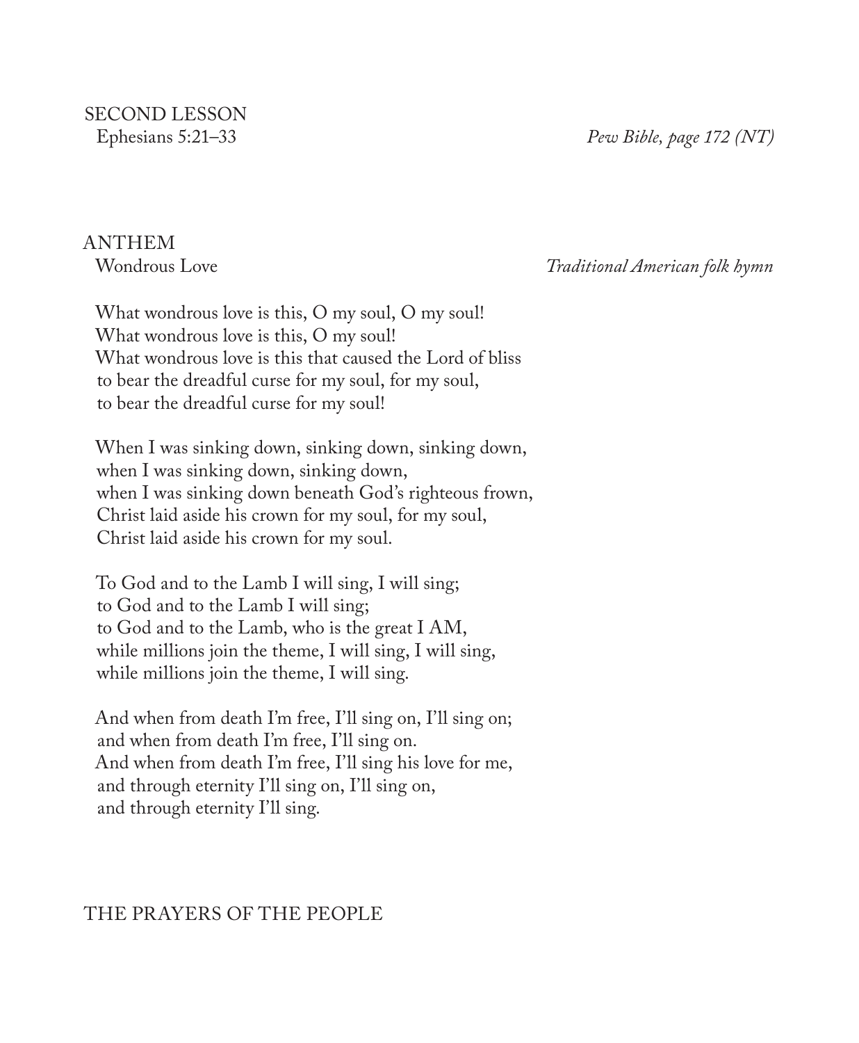## SECOND LESSON

Ephesians 5:21–33 *Pew Bible, page 172 (NT)*

## ANTHEM

Wondrous Love *Traditional American folk hymn*

What wondrous love is this, O my soul, O my soul!
What wondrous love is this, O my soul!
What wondrous love is this that caused the Lord of bliss
to bear the dreadful curse for my soul, for my soul,
to bear the dreadful curse for my soul!

When I was sinking down, sinking down, sinking down,
when I was sinking down, sinking down,
when I was sinking down beneath God's righteous frown,
Christ laid aside his crown for my soul, for my soul,
Christ laid aside his crown for my soul.

To God and to the Lamb I will sing, I will sing;
to God and to the Lamb I will sing;
to God and to the Lamb, who is the great I AM,
while millions join the theme, I will sing, I will sing,
while millions join the theme, I will sing.

And when from death I'm free, I'll sing on, I'll sing on;
and when from death I'm free, I'll sing on.
And when from death I'm free, I'll sing his love for me,
and through eternity I'll sing on, I'll sing on,
and through eternity I'll sing.

## THE PRAYERS OF THE PEOPLE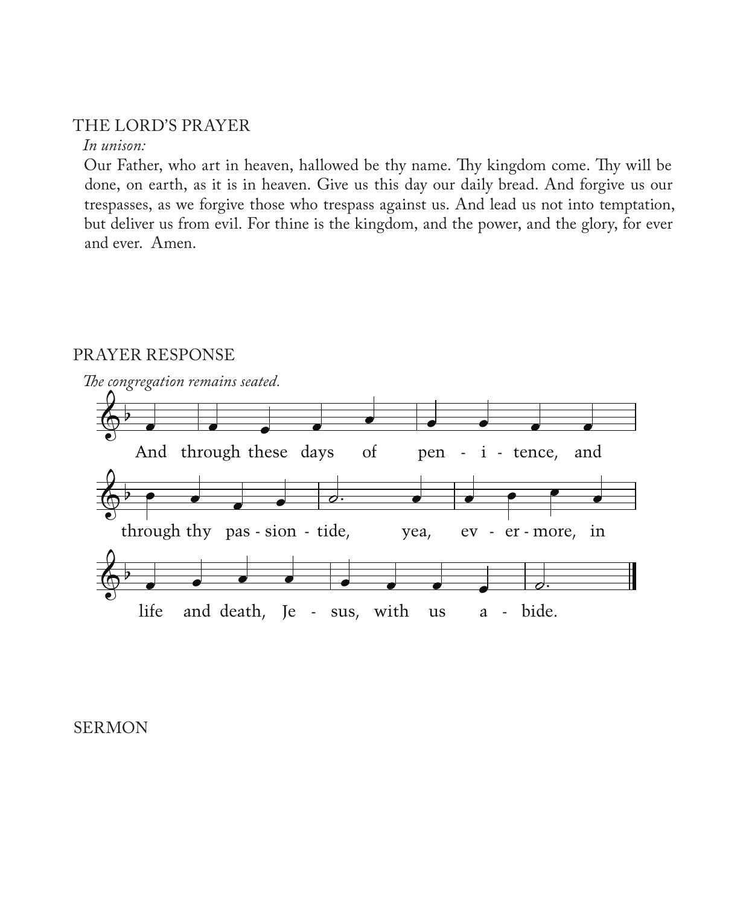## THE LORD'S PRAYER

*In unison:*

Our Father, who art in heaven, hallowed be thy name. Thy kingdom come. Thy will be done, on earth, as it is in heaven. Give us this day our daily bread. And forgive us our trespasses, as we forgive those who trespass against us. And lead us not into temptation, but deliver us from evil. For thine is the kingdom, and the power, and the glory, for ever and ever. Amen.

## PRAYER RESPONSE

*The congregation remains seated.*

And through these days of pen - i - tence, and through thy pas - sion - tide, yea, ev - er - more, in life and death, Je - sus, with us a - bide.

## SERMON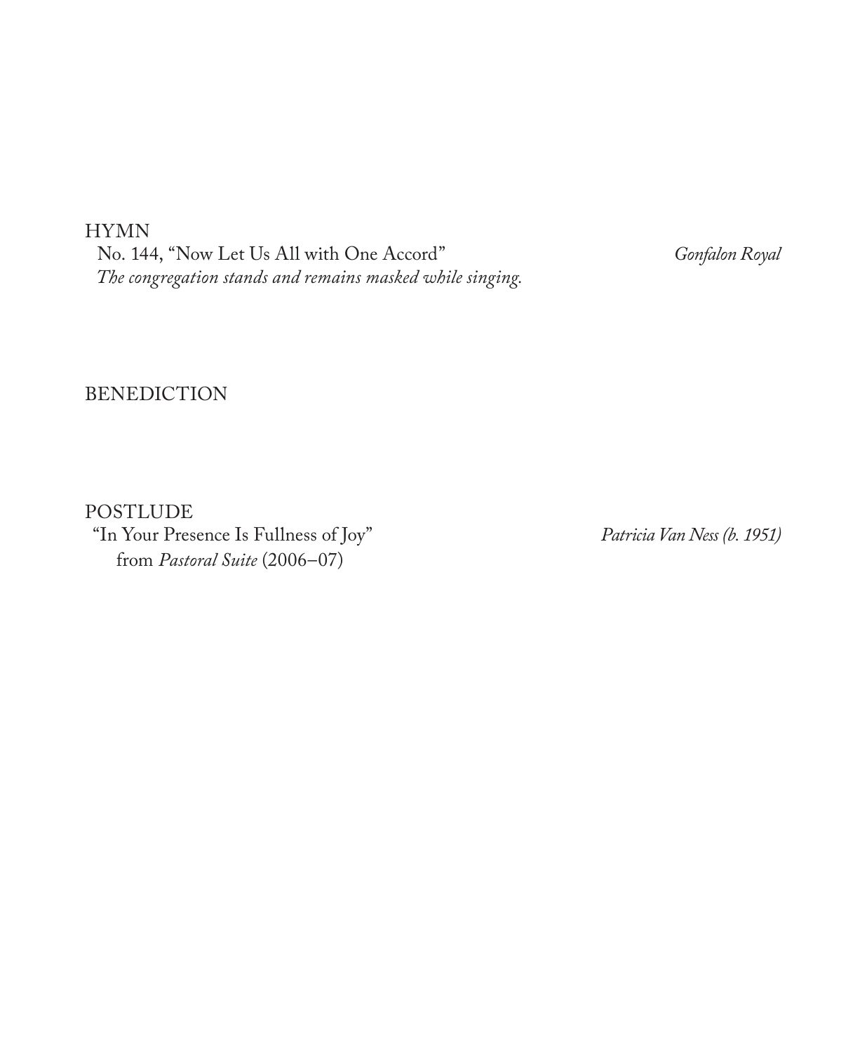HYMN

No. 144, "Now Let Us All with One Accord" *Gonfalon Royal*

*The congregation stands and remains masked while singing.*

BENEDICTION

POSTLUDE

"In Your Presence Is Fullness of Joy" *Patricia Van Ness (b. 1951)*

from *Pastoral Suite* (2006–07)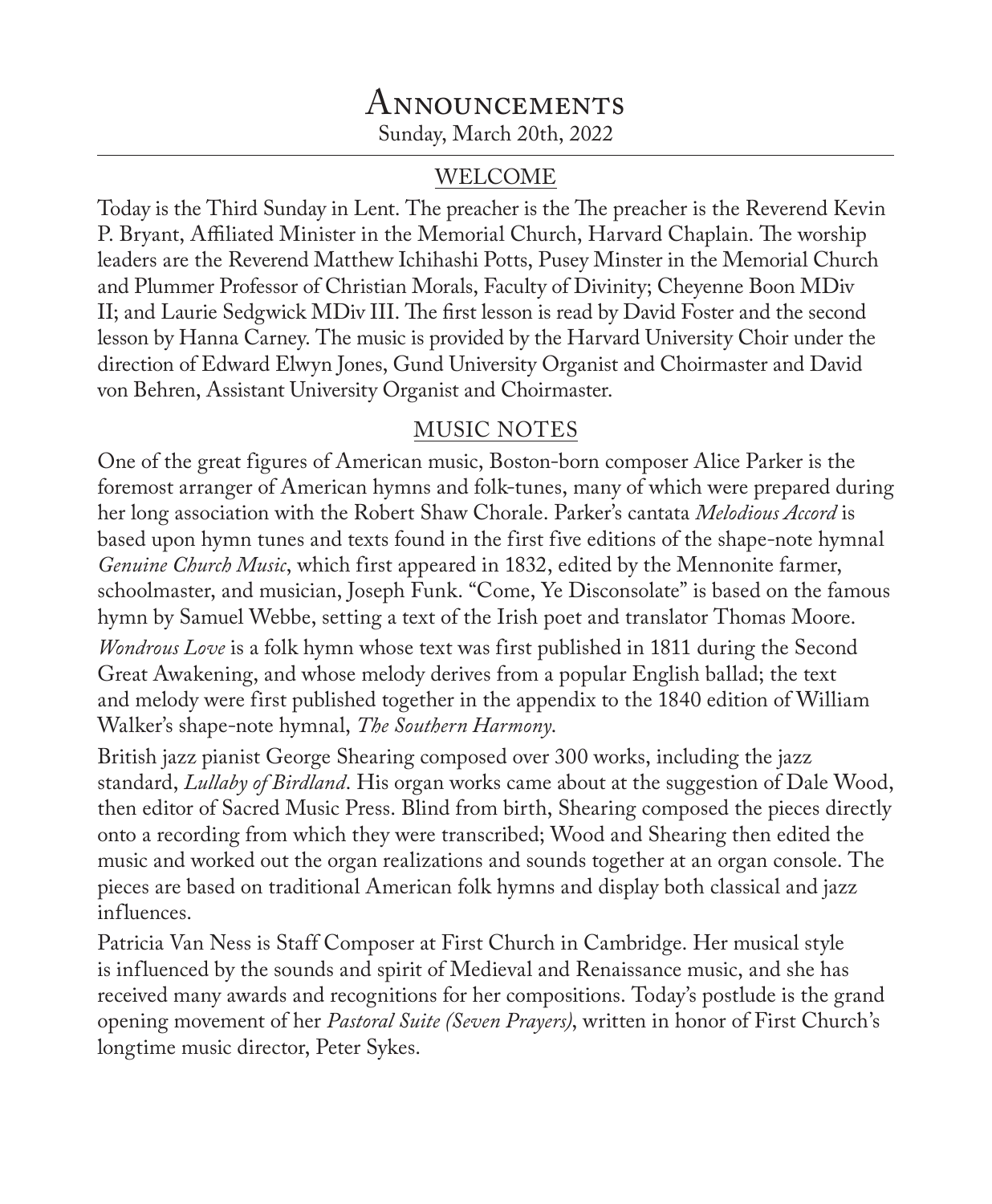# Announcements

Sunday, March 20th, 2022

## WELCOME

Today is the Third Sunday in Lent. The preacher is the The preacher is the Reverend Kevin P. Bryant, Affiliated Minister in the Memorial Church, Harvard Chaplain. The worship leaders are the Reverend Matthew Ichihashi Potts, Pusey Minster in the Memorial Church and Plummer Professor of Christian Morals, Faculty of Divinity; Cheyenne Boon MDiv II; and Laurie Sedgwick MDiv III. The first lesson is read by David Foster and the second lesson by Hanna Carney. The music is provided by the Harvard University Choir under the direction of Edward Elwyn Jones, Gund University Organist and Choirmaster and David von Behren, Assistant University Organist and Choirmaster.

## MUSIC NOTES

One of the great figures of American music, Boston-born composer Alice Parker is the foremost arranger of American hymns and folk-tunes, many of which were prepared during her long association with the Robert Shaw Chorale. Parker's cantata *Melodious Accord* is based upon hymn tunes and texts found in the first five editions of the shape-note hymnal *Genuine Church Music*, which first appeared in 1832, edited by the Mennonite farmer, schoolmaster, and musician, Joseph Funk. "Come, Ye Disconsolate" is based on the famous hymn by Samuel Webbe, setting a text of the Irish poet and translator Thomas Moore.

*Wondrous Love* is a folk hymn whose text was first published in 1811 during the Second Great Awakening, and whose melody derives from a popular English ballad; the text and melody were first published together in the appendix to the 1840 edition of William Walker's shape-note hymnal, *The Southern Harmony*.

British jazz pianist George Shearing composed over 300 works, including the jazz standard, *Lullaby of Birdland*. His organ works came about at the suggestion of Dale Wood, then editor of Sacred Music Press. Blind from birth, Shearing composed the pieces directly onto a recording from which they were transcribed; Wood and Shearing then edited the music and worked out the organ realizations and sounds together at an organ console. The pieces are based on traditional American folk hymns and display both classical and jazz influences.

Patricia Van Ness is Staff Composer at First Church in Cambridge. Her musical style is influenced by the sounds and spirit of Medieval and Renaissance music, and she has received many awards and recognitions for her compositions. Today's postlude is the grand opening movement of her *Pastoral Suite (Seven Prayers)*, written in honor of First Church's longtime music director, Peter Sykes.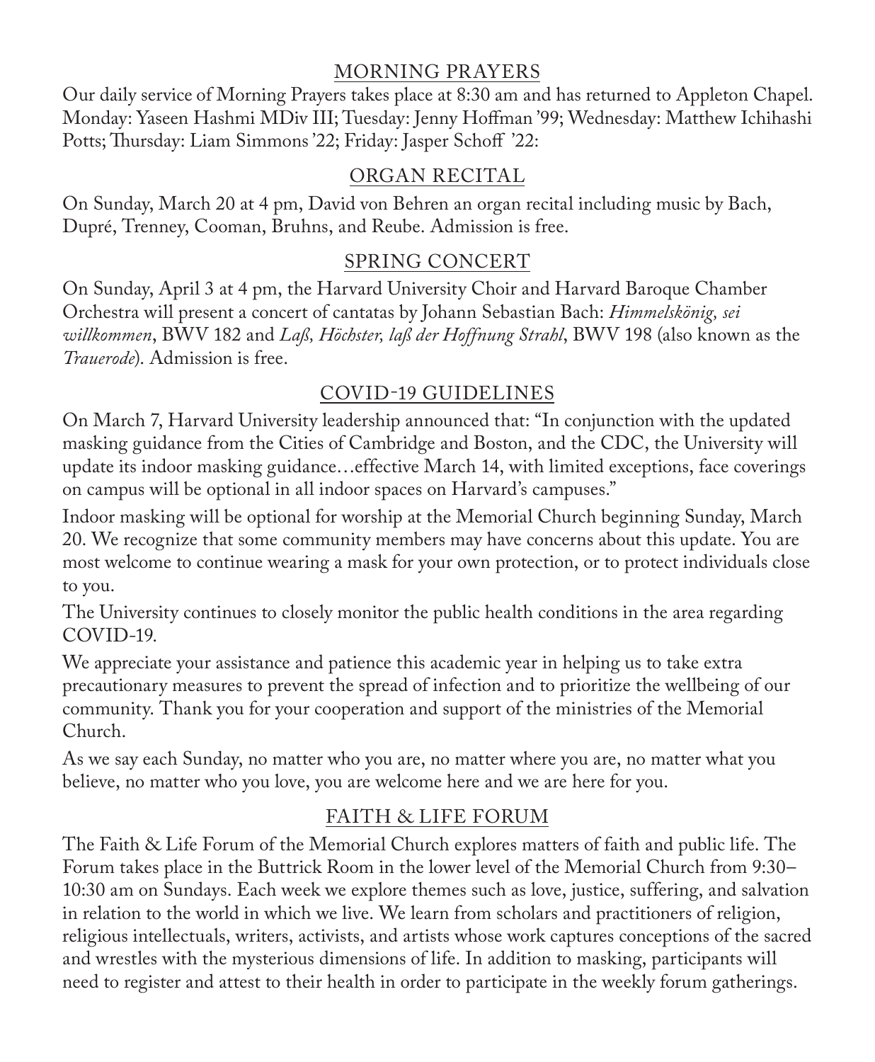## MORNING PRAYERS

Our daily service of Morning Prayers takes place at 8:30 am and has returned to Appleton Chapel. Monday: Yaseen Hashmi MDiv III; Tuesday: Jenny Hoffman '99; Wednesday: Matthew Ichihashi Potts; Thursday: Liam Simmons '22; Friday: Jasper Schoff '22:

## ORGAN RECITAL

On Sunday, March 20 at 4 pm, David von Behren an organ recital including music by Bach, Dupré, Trenney, Cooman, Bruhns, and Reube. Admission is free.

## SPRING CONCERT

On Sunday, April 3 at 4 pm, the Harvard University Choir and Harvard Baroque Chamber Orchestra will present a concert of cantatas by Johann Sebastian Bach: *Himmelskönig, sei willkommen*, BWV 182 and *Laß, Höchster, laß der Hoffnung Strahl*, BWV 198 (also known as the *Trauerode*). Admission is free.

## COVID-19 GUIDELINES

On March 7, Harvard University leadership announced that: "In conjunction with the updated masking guidance from the Cities of Cambridge and Boston, and the CDC, the University will update its indoor masking guidance…effective March 14, with limited exceptions, face coverings on campus will be optional in all indoor spaces on Harvard's campuses."

Indoor masking will be optional for worship at the Memorial Church beginning Sunday, March 20. We recognize that some community members may have concerns about this update. You are most welcome to continue wearing a mask for your own protection, or to protect individuals close to you.

The University continues to closely monitor the public health conditions in the area regarding COVID-19.

We appreciate your assistance and patience this academic year in helping us to take extra precautionary measures to prevent the spread of infection and to prioritize the wellbeing of our community. Thank you for your cooperation and support of the ministries of the Memorial Church.

As we say each Sunday, no matter who you are, no matter where you are, no matter what you believe, no matter who you love, you are welcome here and we are here for you.

## FAITH & LIFE FORUM

The Faith & Life Forum of the Memorial Church explores matters of faith and public life. The Forum takes place in the Buttrick Room in the lower level of the Memorial Church from 9:30–10:30 am on Sundays. Each week we explore themes such as love, justice, suffering, and salvation in relation to the world in which we live. We learn from scholars and practitioners of religion, religious intellectuals, writers, activists, and artists whose work captures conceptions of the sacred and wrestles with the mysterious dimensions of life. In addition to masking, participants will need to register and attest to their health in order to participate in the weekly forum gatherings.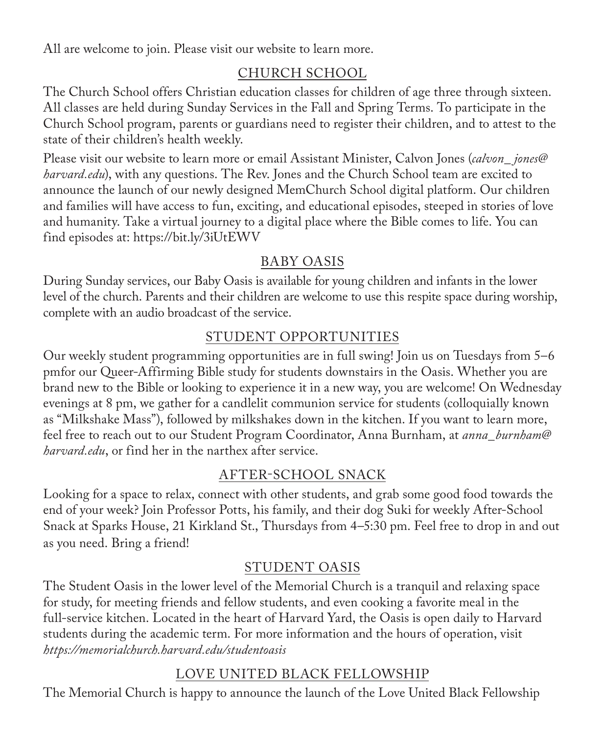All are welcome to join. Please visit our website to learn more.

## CHURCH SCHOOL

The Church School offers Christian education classes for children of age three through sixteen. All classes are held during Sunday Services in the Fall and Spring Terms. To participate in the Church School program, parents or guardians need to register their children, and to attest to the state of their children's health weekly.

Please visit our website to learn more or email Assistant Minister, Calvon Jones (*calvon_jones@harvard.edu*), with any questions. The Rev. Jones and the Church School team are excited to announce the launch of our newly designed MemChurch School digital platform. Our children and families will have access to fun, exciting, and educational episodes, steeped in stories of love and humanity. Take a virtual journey to a digital place where the Bible comes to life. You can find episodes at: https://bit.ly/3iUtEWV

## BABY OASIS

During Sunday services, our Baby Oasis is available for young children and infants in the lower level of the church. Parents and their children are welcome to use this respite space during worship, complete with an audio broadcast of the service.

## STUDENT OPPORTUNITIES

Our weekly student programming opportunities are in full swing! Join us on Tuesdays from 5–6 pmfor our Queer-Affirming Bible study for students downstairs in the Oasis. Whether you are brand new to the Bible or looking to experience it in a new way, you are welcome! On Wednesday evenings at 8 pm, we gather for a candlelit communion service for students (colloquially known as "Milkshake Mass"), followed by milkshakes down in the kitchen. If you want to learn more, feel free to reach out to our Student Program Coordinator, Anna Burnham, at *anna_burnham@harvard.edu*, or find her in the narthex after service.

## AFTER-SCHOOL SNACK

Looking for a space to relax, connect with other students, and grab some good food towards the end of your week? Join Professor Potts, his family, and their dog Suki for weekly After-School Snack at Sparks House, 21 Kirkland St., Thursdays from 4–5:30 pm. Feel free to drop in and out as you need. Bring a friend!

## STUDENT OASIS

The Student Oasis in the lower level of the Memorial Church is a tranquil and relaxing space for study, for meeting friends and fellow students, and even cooking a favorite meal in the full-service kitchen. Located in the heart of Harvard Yard, the Oasis is open daily to Harvard students during the academic term. For more information and the hours of operation, visit *https://memorialchurch.harvard.edu/studentoasis*

## LOVE UNITED BLACK FELLOWSHIP

The Memorial Church is happy to announce the launch of the Love United Black Fellowship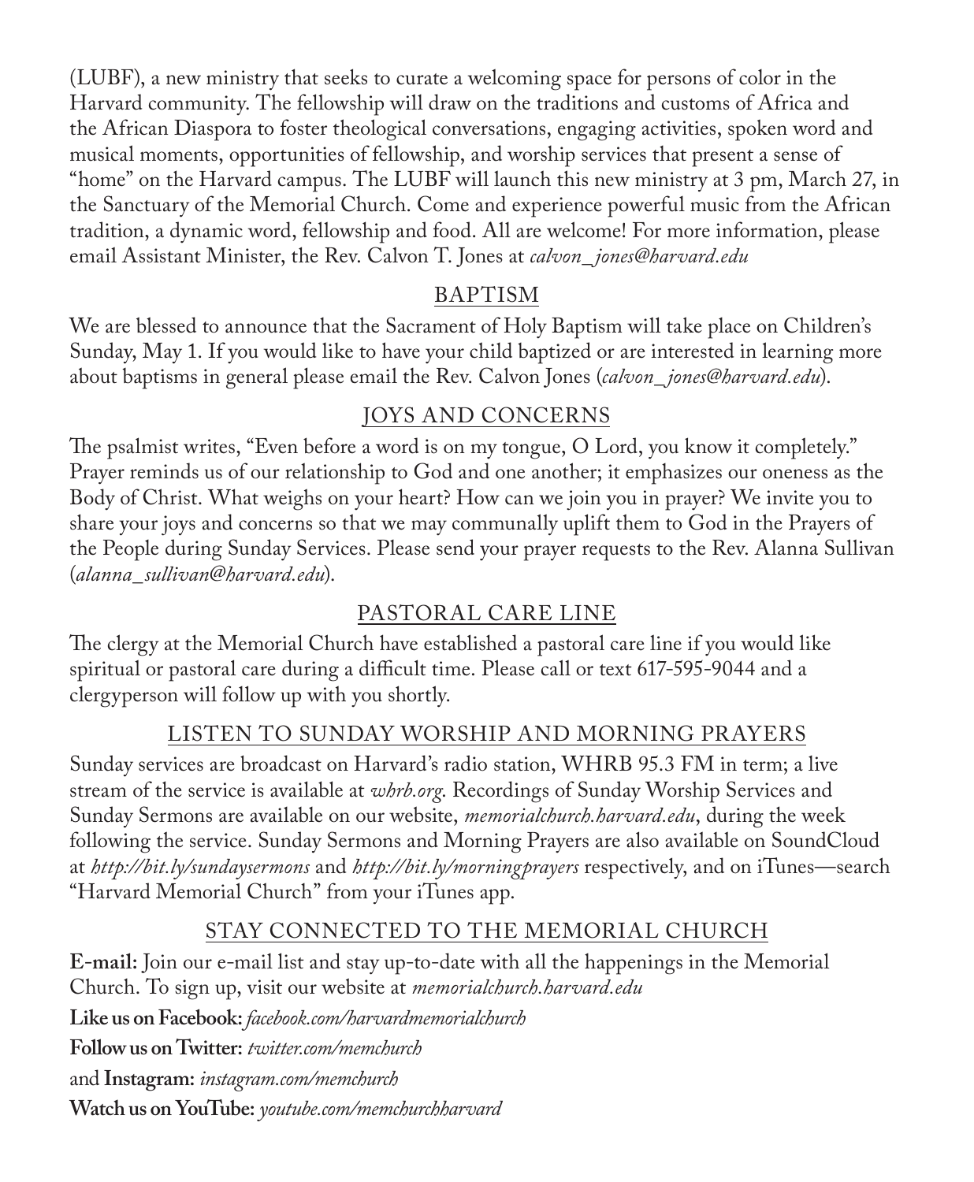(LUBF), a new ministry that seeks to curate a welcoming space for persons of color in the Harvard community. The fellowship will draw on the traditions and customs of Africa and the African Diaspora to foster theological conversations, engaging activities, spoken word and musical moments, opportunities of fellowship, and worship services that present a sense of "home" on the Harvard campus. The LUBF will launch this new ministry at 3 pm, March 27, in the Sanctuary of the Memorial Church. Come and experience powerful music from the African tradition, a dynamic word, fellowship and food. All are welcome! For more information, please email Assistant Minister, the Rev. Calvon T. Jones at *calvon_jones@harvard.edu*

## BAPTISM

We are blessed to announce that the Sacrament of Holy Baptism will take place on Children's Sunday, May 1. If you would like to have your child baptized or are interested in learning more about baptisms in general please email the Rev. Calvon Jones (*calvon_jones@harvard.edu*).

## JOYS AND CONCERNS

The psalmist writes, "Even before a word is on my tongue, O Lord, you know it completely." Prayer reminds us of our relationship to God and one another; it emphasizes our oneness as the Body of Christ. What weighs on your heart? How can we join you in prayer? We invite you to share your joys and concerns so that we may communally uplift them to God in the Prayers of the People during Sunday Services. Please send your prayer requests to the Rev. Alanna Sullivan (*alanna_sullivan@harvard.edu*).

## PASTORAL CARE LINE

The clergy at the Memorial Church have established a pastoral care line if you would like spiritual or pastoral care during a difficult time. Please call or text 617-595-9044 and a clergyperson will follow up with you shortly.

## LISTEN TO SUNDAY WORSHIP AND MORNING PRAYERS

Sunday services are broadcast on Harvard's radio station, WHRB 95.3 FM in term; a live stream of the service is available at *whrb.org*. Recordings of Sunday Worship Services and Sunday Sermons are available on our website, *memorialchurch.harvard.edu*, during the week following the service. Sunday Sermons and Morning Prayers are also available on SoundCloud at *http://bit.ly/sundaysermons* and *http://bit.ly/morningprayers* respectively, and on iTunes—search "Harvard Memorial Church" from your iTunes app.

## STAY CONNECTED TO THE MEMORIAL CHURCH

**E-mail:** Join our e-mail list and stay up-to-date with all the happenings in the Memorial Church. To sign up, visit our website at *memorialchurch.harvard.edu*

**Like us on Facebook:** *facebook.com/harvardmemorialchurch*

**Follow us on Twitter:** *twitter.com/memchurch*

and **Instagram:** *instagram.com/memchurch*

**Watch us on YouTube:** *youtube.com/memchurchharvard*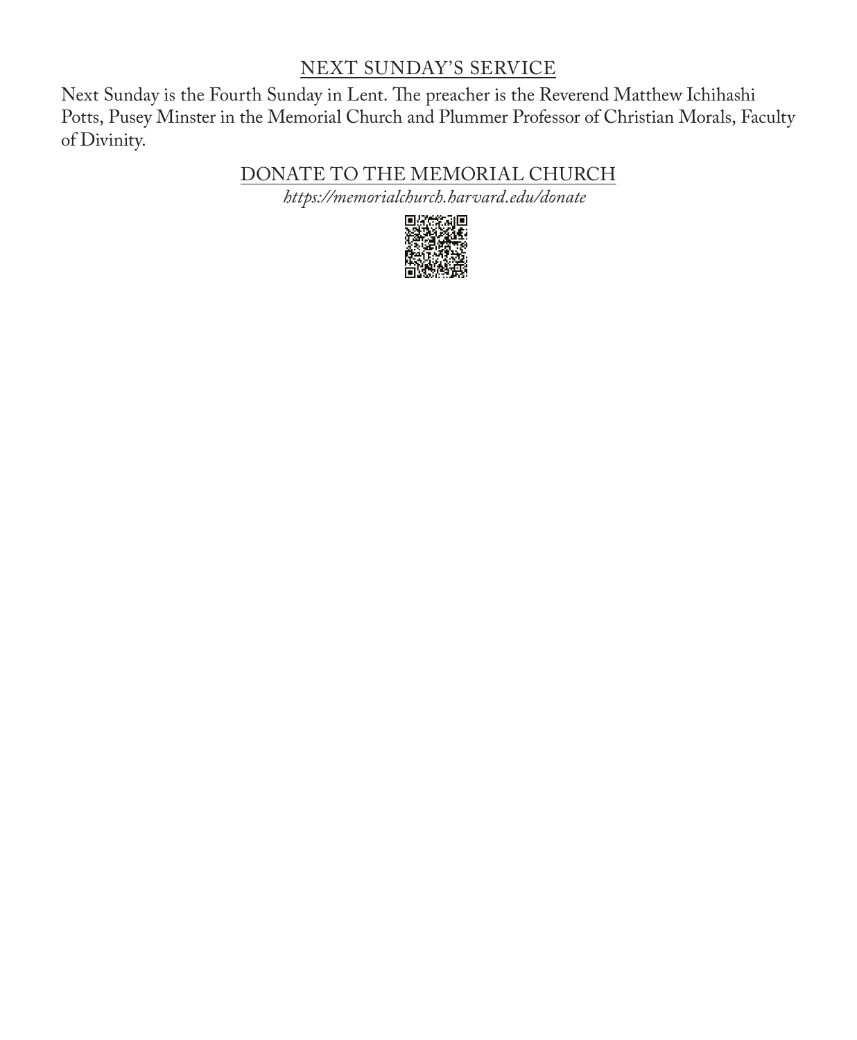## NEXT SUNDAY'S SERVICE

Next Sunday is the Fourth Sunday in Lent. The preacher is the Reverend Matthew Ichihashi Potts, Pusey Minster in the Memorial Church and Plummer Professor of Christian Morals, Faculty of Divinity.

## DONATE TO THE MEMORIAL CHURCH

*https://memorialchurch.harvard.edu/donate*